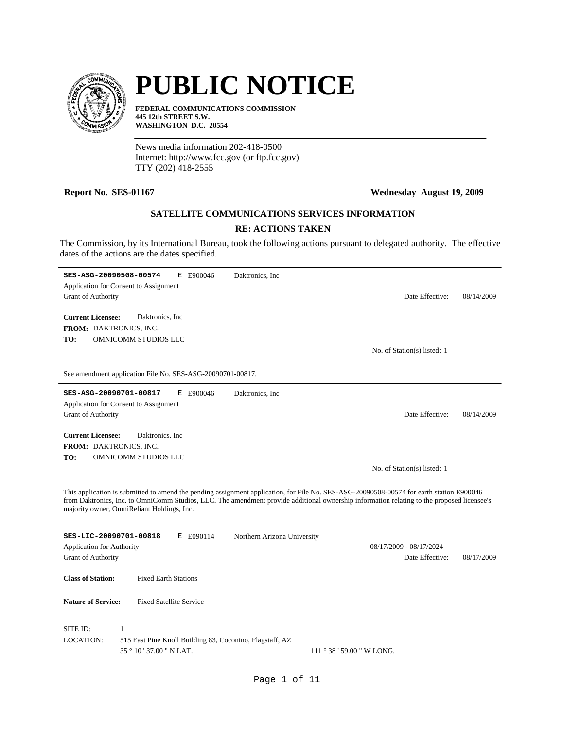# PUBLIC NOTICE

**FEDERAL COMMUNICATIONS COMMISSION**
**445 12th STREET S.W.**
**WASHINGTON D.C. 20554**

News media information 202-418-0500
Internet: http://www.fcc.gov (or ftp.fcc.gov)
TTY (202) 418-2555

**Report No. SES-01167** **Wednesday August 19, 2009**

## SATELLITE COMMUNICATIONS SERVICES INFORMATION

## RE: ACTIONS TAKEN

The Commission, by its International Bureau, took the following actions pursuant to delegated authority. The effective dates of the actions are the dates specified.

---

**SES-ASG-20090508-00574** E E900046 Daktronics, Inc

Application for Consent to Assignment

Grant of Authority Date Effective: 08/14/2009

**Current Licensee:** Daktronics, Inc

**FROM:** DAKTRONICS, INC.

**TO:** OMNICOMM STUDIOS LLC

No. of Station(s) listed: 1

See amendment application File No. SES-ASG-20090701-00817.

---

**SES-ASG-20090701-00817** E E900046 Daktronics, Inc

Application for Consent to Assignment

Grant of Authority Date Effective: 08/14/2009

**Current Licensee:** Daktronics, Inc

**FROM:** DAKTRONICS, INC.

**TO:** OMNICOMM STUDIOS LLC

No. of Station(s) listed: 1

This application is submitted to amend the pending assignment application, for File No. SES-ASG-20090508-00574 for earth station E900046 from Daktronics, Inc. to OmniComm Studios, LLC. The amendment provide additional ownership information relating to the proposed licensee's majority owner, OmniReliant Holdings, Inc.

---

**SES-LIC-20090701-00818** E E090114 Northern Arizona University

Application for Authority 08/17/2009 - 08/17/2024

Grant of Authority Date Effective: 08/17/2009

**Class of Station:** Fixed Earth Stations

**Nature of Service:** Fixed Satellite Service

SITE ID: 1

LOCATION: 515 East Pine Knoll Building 83, Coconino, Flagstaff, AZ

35 ° 10 ' 37.00 " N LAT. 111 ° 38 ' 59.00 " W LONG.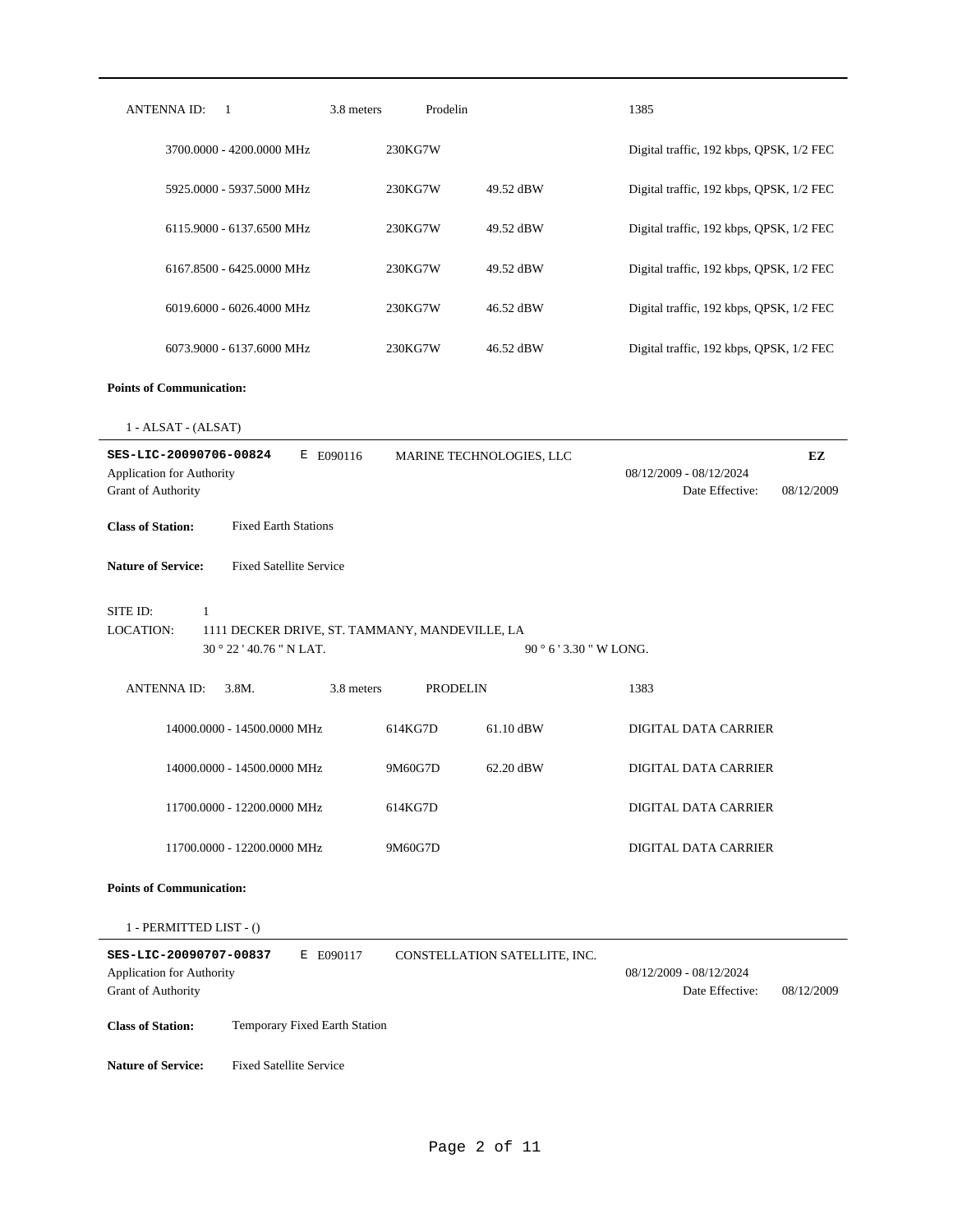| ANTENNA ID: 1 | 3.8 meters | Prodelin | | 1385 |
|---|---|---|---|---|
| 3700.0000 - 4200.0000 MHz | 230KG7W | | | Digital traffic, 192 kbps, QPSK, 1/2 FEC |
| 5925.0000 - 5937.5000 MHz | 230KG7W | 49.52 dBW | | Digital traffic, 192 kbps, QPSK, 1/2 FEC |
| 6115.9000 - 6137.6500 MHz | 230KG7W | 49.52 dBW | | Digital traffic, 192 kbps, QPSK, 1/2 FEC |
| 6167.8500 - 6425.0000 MHz | 230KG7W | 49.52 dBW | | Digital traffic, 192 kbps, QPSK, 1/2 FEC |
| 6019.6000 - 6026.4000 MHz | 230KG7W | 46.52 dBW | | Digital traffic, 192 kbps, QPSK, 1/2 FEC |
| 6073.9000 - 6137.6000 MHz | 230KG7W | 46.52 dBW | | Digital traffic, 192 kbps, QPSK, 1/2 FEC |

**Points of Communication:**

1 - ALSAT - (ALSAT)

---

**SES-LIC-20090706-00824** E E090116 MARINE TECHNOLOGIES, LLC **EZ**

Application for Authority 08/12/2009 - 08/12/2024

Grant of Authority Date Effective: 08/12/2009

**Class of Station:** Fixed Earth Stations

**Nature of Service:** Fixed Satellite Service

SITE ID: 1

LOCATION: 1111 DECKER DRIVE, ST. TAMMANY, MANDEVILLE, LA

30 ° 22 ' 40.76 " N LAT. 90 ° 6 ' 3.30 " W LONG.

| ANTENNA ID: 3.8M. | 3.8 meters | PRODELIN | | 1383 |
|---|---|---|---|---|
| 14000.0000 - 14500.0000 MHz | 614KG7D | 61.10 dBW | | DIGITAL DATA CARRIER |
| 14000.0000 - 14500.0000 MHz | 9M60G7D | 62.20 dBW | | DIGITAL DATA CARRIER |
| 11700.0000 - 12200.0000 MHz | 614KG7D | | | DIGITAL DATA CARRIER |
| 11700.0000 - 12200.0000 MHz | 9M60G7D | | | DIGITAL DATA CARRIER |

**Points of Communication:**

1 - PERMITTED LIST - ()

---

**SES-LIC-20090707-00837** E E090117 CONSTELLATION SATELLITE, INC.

Application for Authority 08/12/2009 - 08/12/2024

Grant of Authority Date Effective: 08/12/2009

**Class of Station:** Temporary Fixed Earth Station

**Nature of Service:** Fixed Satellite Service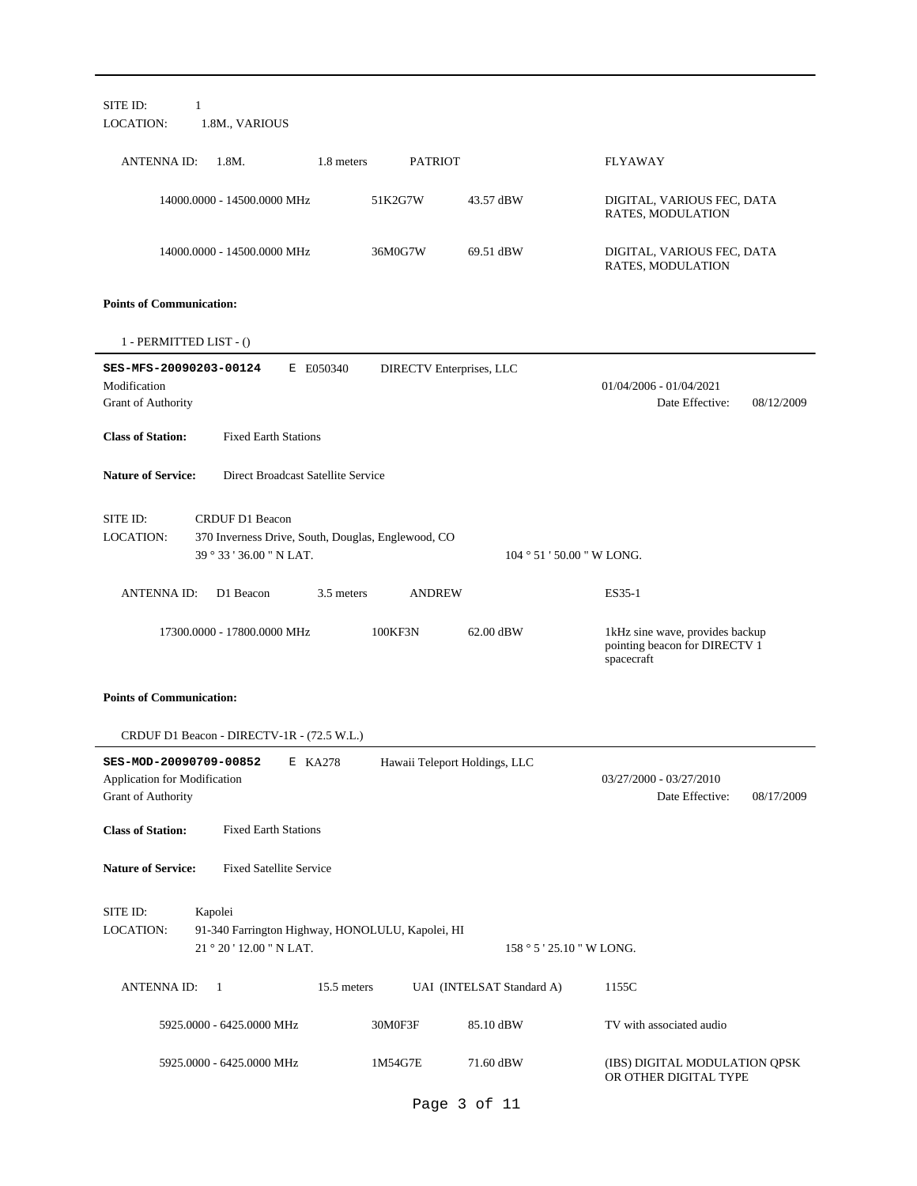SITE ID: 1
LOCATION: 1.8M., VARIOUS

| ANTENNA ID: 1.8M. | 1.8 meters | PATRIOT | | FLYAWAY |
|---|---|---|---|---|
| 14000.0000 - 14500.0000 MHz | | 51K2G7W | 43.57 dBW | DIGITAL, VARIOUS FEC, DATA RATES, MODULATION |
| 14000.0000 - 14500.0000 MHz | | 36M0G7W | 69.51 dBW | DIGITAL, VARIOUS FEC, DATA RATES, MODULATION |

**Points of Communication:**

1 - PERMITTED LIST - ()

---

**SES-MFS-20090203-00124** E E050340 DIRECTV Enterprises, LLC
Modification 01/04/2006 - 01/04/2021
Grant of Authority Date Effective: 08/12/2009

**Class of Station:** Fixed Earth Stations

**Nature of Service:** Direct Broadcast Satellite Service

SITE ID: CRDUF D1 Beacon
LOCATION: 370 Inverness Drive, South, Douglas, Englewood, CO
39 ° 33 ' 36.00 " N LAT. 104 ° 51 ' 50.00 " W LONG.

| ANTENNA ID: D1 Beacon | 3.5 meters | ANDREW | | ES35-1 |
|---|---|---|---|---|
| 17300.0000 - 17800.0000 MHz | | 100KF3N | 62.00 dBW | 1kHz sine wave, provides backup pointing beacon for DIRECTV 1 spacecraft |

**Points of Communication:**

CRDUF D1 Beacon - DIRECTV-1R - (72.5 W.L.)

---

**SES-MOD-20090709-00852** E KA278 Hawaii Teleport Holdings, LLC
Application for Modification 03/27/2000 - 03/27/2010
Grant of Authority Date Effective: 08/17/2009

**Class of Station:** Fixed Earth Stations

**Nature of Service:** Fixed Satellite Service

SITE ID: Kapolei
LOCATION: 91-340 Farrington Highway, HONOLULU, Kapolei, HI
21 ° 20 ' 12.00 " N LAT. 158 ° 5 ' 25.10 " W LONG.

| ANTENNA ID: 1 | 15.5 meters | UAI (INTELSAT Standard A) | | 1155C |
|---|---|---|---|---|
| 5925.0000 - 6425.0000 MHz | | 30M0F3F | 85.10 dBW | TV with associated audio |
| 5925.0000 - 6425.0000 MHz | | 1M54G7E | 71.60 dBW | (IBS) DIGITAL MODULATION QPSK OR OTHER DIGITAL TYPE |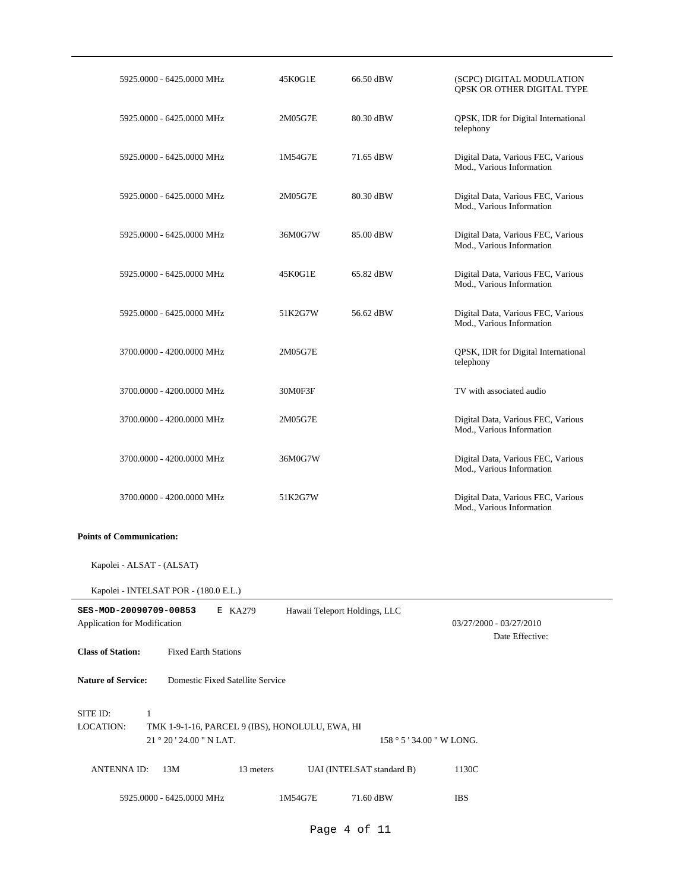| Frequency | Emission | Power | Description |
|---|---|---|---|
| 5925.0000 - 6425.0000 MHz | 45K0G1E | 66.50 dBW | (SCPC) DIGITAL MODULATION QPSK OR OTHER DIGITAL TYPE |
| 5925.0000 - 6425.0000 MHz | 2M05G7E | 80.30 dBW | QPSK, IDR for Digital International telephony |
| 5925.0000 - 6425.0000 MHz | 1M54G7E | 71.65 dBW | Digital Data, Various FEC, Various Mod., Various Information |
| 5925.0000 - 6425.0000 MHz | 2M05G7E | 80.30 dBW | Digital Data, Various FEC, Various Mod., Various Information |
| 5925.0000 - 6425.0000 MHz | 36M0G7W | 85.00 dBW | Digital Data, Various FEC, Various Mod., Various Information |
| 5925.0000 - 6425.0000 MHz | 45K0G1E | 65.82 dBW | Digital Data, Various FEC, Various Mod., Various Information |
| 5925.0000 - 6425.0000 MHz | 51K2G7W | 56.62 dBW | Digital Data, Various FEC, Various Mod., Various Information |
| 3700.0000 - 4200.0000 MHz | 2M05G7E | | QPSK, IDR for Digital International telephony |
| 3700.0000 - 4200.0000 MHz | 30M0F3F | | TV with associated audio |
| 3700.0000 - 4200.0000 MHz | 2M05G7E | | Digital Data, Various FEC, Various Mod., Various Information |
| 3700.0000 - 4200.0000 MHz | 36M0G7W | | Digital Data, Various FEC, Various Mod., Various Information |
| 3700.0000 - 4200.0000 MHz | 51K2G7W | | Digital Data, Various FEC, Various Mod., Various Information |

**Points of Communication:**

Kapolei - ALSAT - (ALSAT)

Kapolei - INTELSAT POR - (180.0 E.L.)

---

**SES-MOD-20090709-00853** E KA279 Hawaii Teleport Holdings, LLC

Application for Modification 03/27/2000 - 03/27/2010

Date Effective:

**Class of Station:** Fixed Earth Stations

**Nature of Service:** Domestic Fixed Satellite Service

SITE ID: 1

LOCATION: TMK 1-9-1-16, PARCEL 9 (IBS), HONOLULU, EWA, HI

21 ° 20 ' 24.00 " N LAT. 158 ° 5 ' 34.00 " W LONG.

ANTENNA ID: 13M 13 meters UAI (INTELSAT standard B) 1130C

| Frequency | Emission | Power | Description |
|---|---|---|---|
| 5925.0000 - 6425.0000 MHz | 1M54G7E | 71.60 dBW | IBS |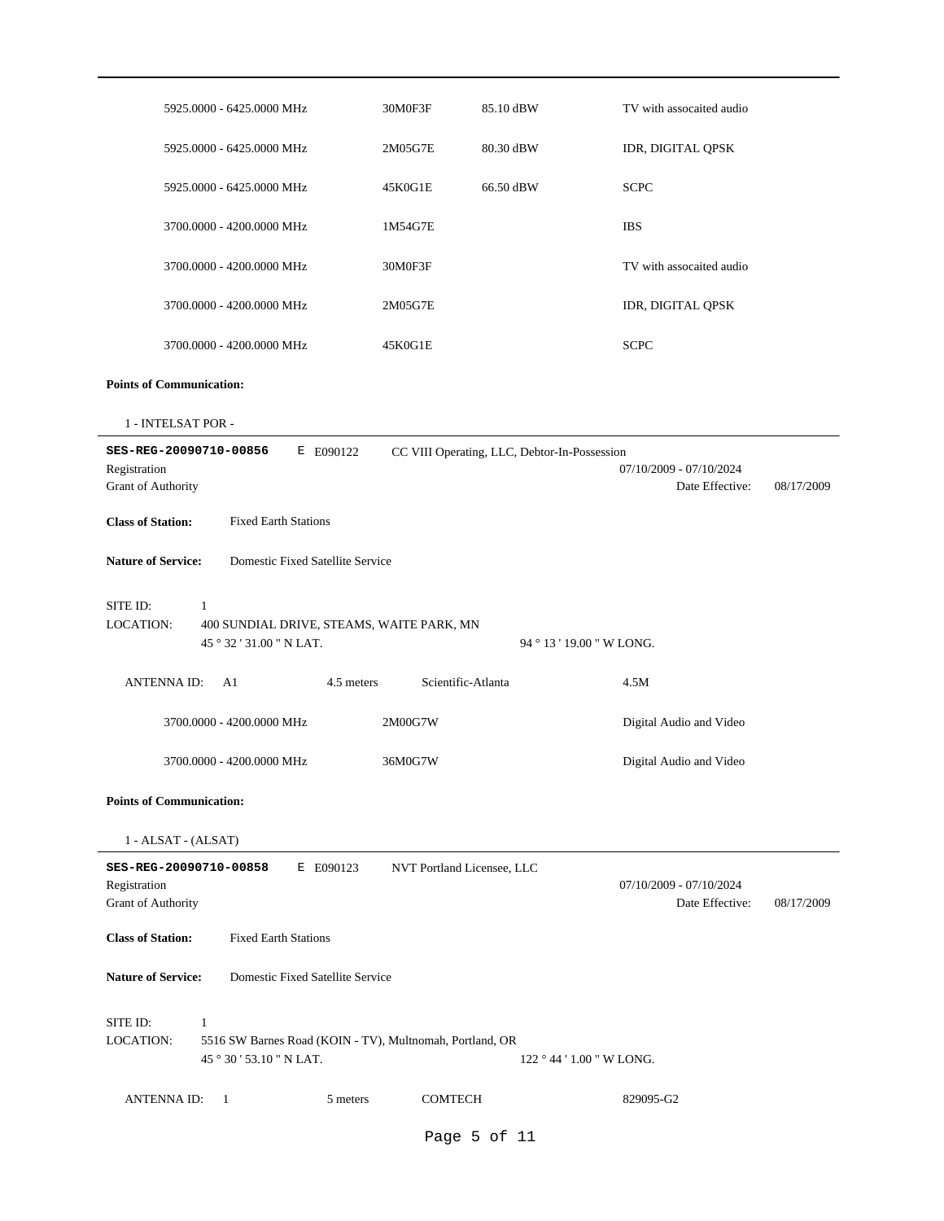| | | | |
|---|---|---|---|
| 5925.0000 - 6425.0000 MHz | 30M0F3F | 85.10 dBW | TV with assocaited audio |
| 5925.0000 - 6425.0000 MHz | 2M05G7E | 80.30 dBW | IDR, DIGITAL QPSK |
| 5925.0000 - 6425.0000 MHz | 45K0G1E | 66.50 dBW | SCPC |
| 3700.0000 - 4200.0000 MHz | 1M54G7E | | IBS |
| 3700.0000 - 4200.0000 MHz | 30M0F3F | | TV with assocaited audio |
| 3700.0000 - 4200.0000 MHz | 2M05G7E | | IDR, DIGITAL QPSK |
| 3700.0000 - 4200.0000 MHz | 45K0G1E | | SCPC |

**Points of Communication:**

1 - INTELSAT POR -

---

**SES-REG-20090710-00856** E E090122 CC VIII Operating, LLC, Debtor-In-Possession

Registration 07/10/2009 - 07/10/2024

Grant of Authority Date Effective: 08/17/2009

**Class of Station:** Fixed Earth Stations

**Nature of Service:** Domestic Fixed Satellite Service

SITE ID: 1

LOCATION: 400 SUNDIAL DRIVE, STEAMS, WAITE PARK, MN

45 ° 32 ' 31.00 " N LAT. 94 ° 13 ' 19.00 " W LONG.

ANTENNA ID: A1 4.5 meters Scientific-Atlanta 4.5M

| | | |
|---|---|---|
| 3700.0000 - 4200.0000 MHz | 2M00G7W | Digital Audio and Video |
| 3700.0000 - 4200.0000 MHz | 36M0G7W | Digital Audio and Video |

**Points of Communication:**

1 - ALSAT - (ALSAT)

---

**SES-REG-20090710-00858** E E090123 NVT Portland Licensee, LLC

Registration 07/10/2009 - 07/10/2024

Grant of Authority Date Effective: 08/17/2009

**Class of Station:** Fixed Earth Stations

**Nature of Service:** Domestic Fixed Satellite Service

SITE ID: 1

LOCATION: 5516 SW Barnes Road (KOIN - TV), Multnomah, Portland, OR

45 ° 30 ' 53.10 " N LAT. 122 ° 44 ' 1.00 " W LONG.

ANTENNA ID: 1 5 meters COMTECH 829095-G2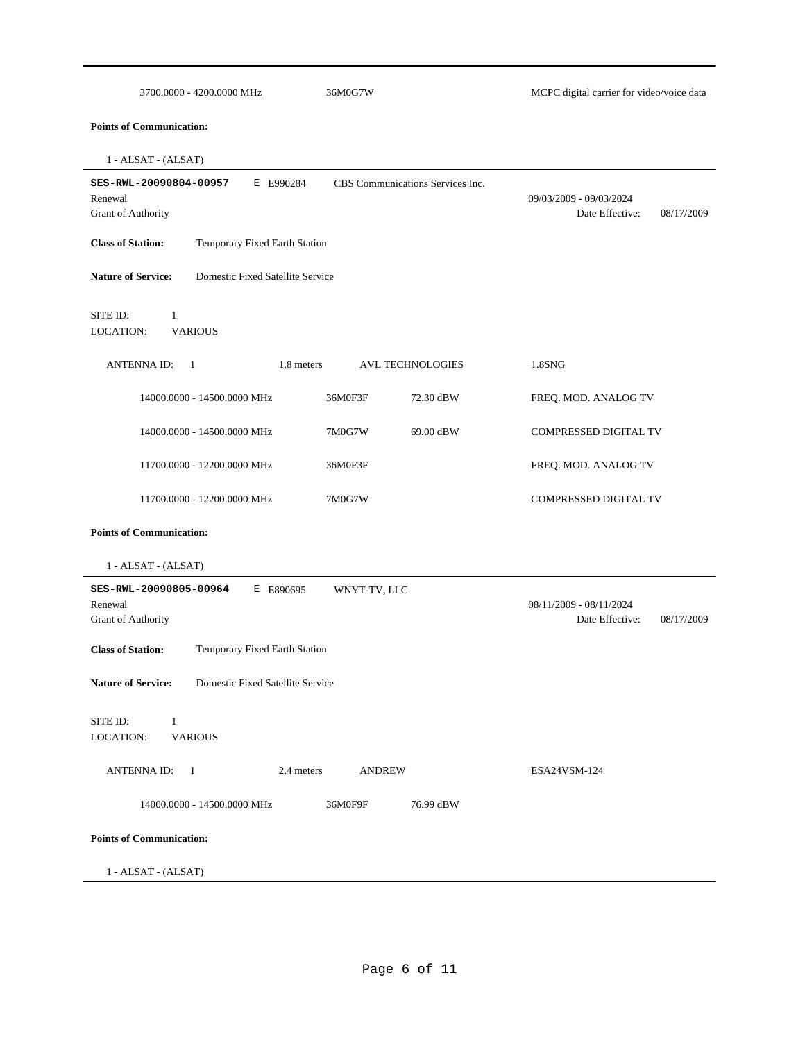| | | |
|---|---|---|
| 3700.0000 - 4200.0000 MHz | 36M0G7W | MCPC digital carrier for video/voice data |

**Points of Communication:**

1 - ALSAT - (ALSAT)

---

**SES-RWL-20090804-00957** E E990284 CBS Communications Services Inc.

Renewal 09/03/2009 - 09/03/2024

Grant of Authority Date Effective: 08/17/2009

**Class of Station:** Temporary Fixed Earth Station

**Nature of Service:** Domestic Fixed Satellite Service

SITE ID: 1

LOCATION: VARIOUS

ANTENNA ID: 1 1.8 meters AVL TECHNOLOGIES 1.8SNG

| Frequency | Emission | Power | Description |
|---|---|---|---|
| 14000.0000 - 14500.0000 MHz | 36M0F3F | 72.30 dBW | FREQ. MOD. ANALOG TV |
| 14000.0000 - 14500.0000 MHz | 7M0G7W | 69.00 dBW | COMPRESSED DIGITAL TV |
| 11700.0000 - 12200.0000 MHz | 36M0F3F | | FREQ. MOD. ANALOG TV |
| 11700.0000 - 12200.0000 MHz | 7M0G7W | | COMPRESSED DIGITAL TV |

**Points of Communication:**

1 - ALSAT - (ALSAT)

---

**SES-RWL-20090805-00964** E E890695 WNYT-TV, LLC

Renewal 08/11/2009 - 08/11/2024

Grant of Authority Date Effective: 08/17/2009

**Class of Station:** Temporary Fixed Earth Station

**Nature of Service:** Domestic Fixed Satellite Service

SITE ID: 1

LOCATION: VARIOUS

ANTENNA ID: 1 2.4 meters ANDREW ESA24VSM-124

| Frequency | Emission | Power |
|---|---|---|
| 14000.0000 - 14500.0000 MHz | 36M0F9F | 76.99 dBW |

**Points of Communication:**

1 - ALSAT - (ALSAT)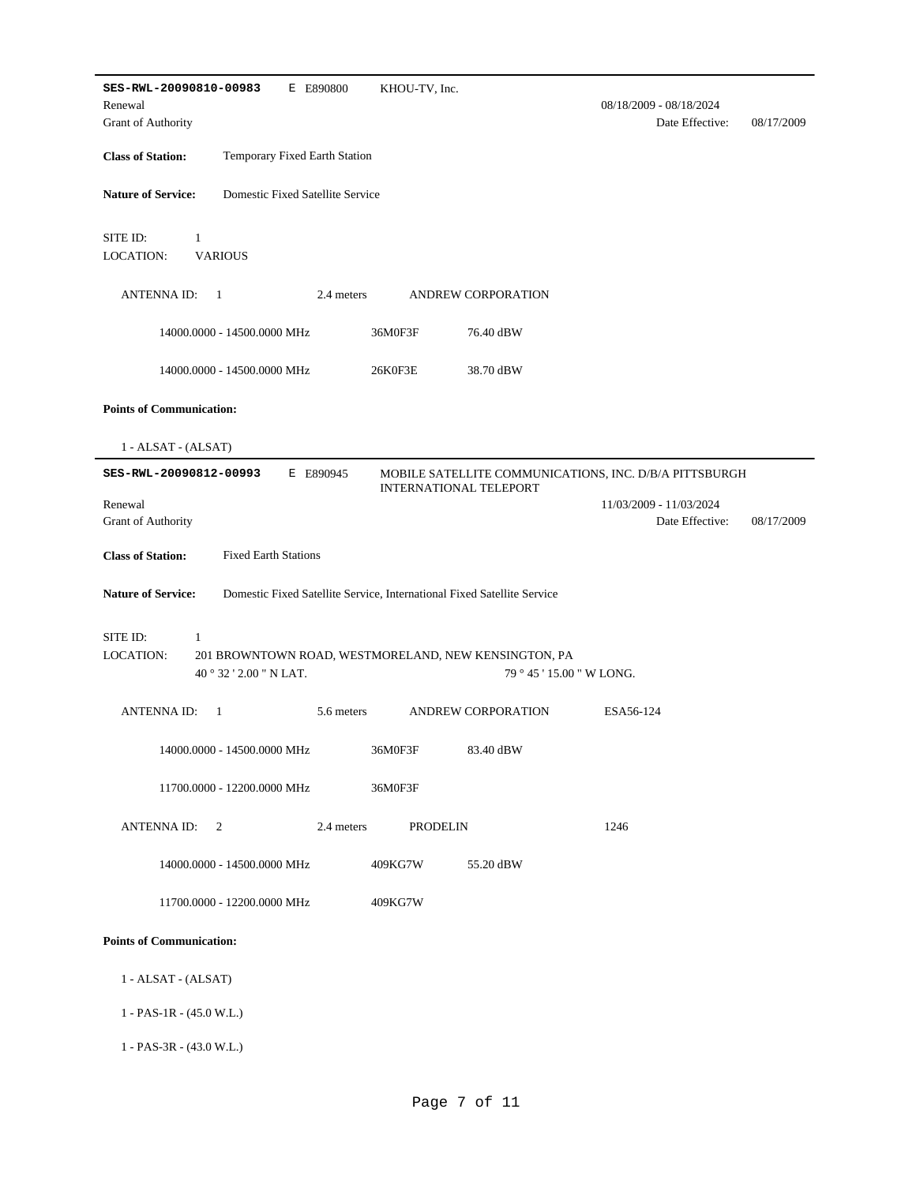---

**SES-RWL-20090810-00983** E E890800 KHOU-TV, Inc.

Renewal 08/18/2009 - 08/18/2024

Grant of Authority Date Effective: 08/17/2009

**Class of Station:** Temporary Fixed Earth Station

**Nature of Service:** Domestic Fixed Satellite Service

SITE ID: 1

LOCATION: VARIOUS

ANTENNA ID: 1 2.4 meters ANDREW CORPORATION

| Frequency | Emission | Power |
|---|---|---|
| 14000.0000 - 14500.0000 MHz | 36M0F3F | 76.40 dBW |
| 14000.0000 - 14500.0000 MHz | 26K0F3E | 38.70 dBW |

**Points of Communication:**

1 - ALSAT - (ALSAT)

---

**SES-RWL-20090812-00993** E E890945 MOBILE SATELLITE COMMUNICATIONS, INC. D/B/A PITTSBURGH INTERNATIONAL TELEPORT

Renewal 11/03/2009 - 11/03/2024

Grant of Authority Date Effective: 08/17/2009

**Class of Station:** Fixed Earth Stations

**Nature of Service:** Domestic Fixed Satellite Service, International Fixed Satellite Service

SITE ID: 1

LOCATION: 201 BROWNTOWN ROAD, WESTMORELAND, NEW KENSINGTON, PA

40 ° 32 ' 2.00 " N LAT. 79 ° 45 ' 15.00 " W LONG.

ANTENNA ID: 1 5.6 meters ANDREW CORPORATION ESA56-124

| Frequency | Emission | Power |
|---|---|---|
| 14000.0000 - 14500.0000 MHz | 36M0F3F | 83.40 dBW |
| 11700.0000 - 12200.0000 MHz | 36M0F3F | |

ANTENNA ID: 2 2.4 meters PRODELIN 1246

| Frequency | Emission | Power |
|---|---|---|
| 14000.0000 - 14500.0000 MHz | 409KG7W | 55.20 dBW |
| 11700.0000 - 12200.0000 MHz | 409KG7W | |

**Points of Communication:**

1 - ALSAT - (ALSAT)

1 - PAS-1R - (45.0 W.L.)

1 - PAS-3R - (43.0 W.L.)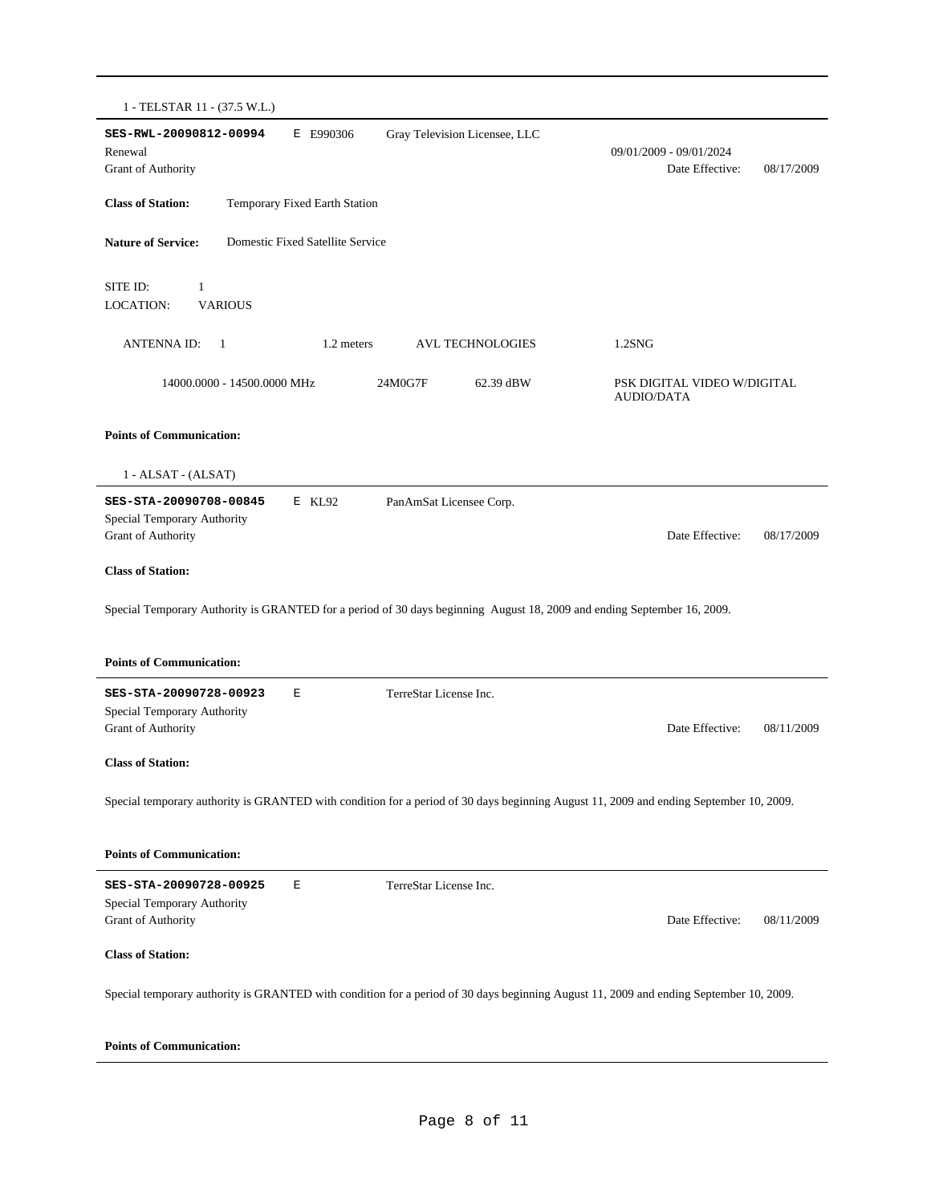1 - TELSTAR 11 - (37.5 W.L.)

---

**SES-RWL-20090812-00994** E E990306 Gray Television Licensee, LLC

Renewal 09/01/2009 - 09/01/2024

Grant of Authority Date Effective: 08/17/2009

**Class of Station:** Temporary Fixed Earth Station

**Nature of Service:** Domestic Fixed Satellite Service

SITE ID: 1

LOCATION: VARIOUS

ANTENNA ID: 1 1.2 meters AVL TECHNOLOGIES 1.2SNG

14000.0000 - 14500.0000 MHz 24M0G7F 62.39 dBW PSK DIGITAL VIDEO W/DIGITAL AUDIO/DATA

**Points of Communication:**

1 - ALSAT - (ALSAT)

---

**SES-STA-20090708-00845** E KL92 PanAmSat Licensee Corp.

Special Temporary Authority

Grant of Authority Date Effective: 08/17/2009

**Class of Station:**

Special Temporary Authority is GRANTED for a period of 30 days beginning August 18, 2009 and ending September 16, 2009.

**Points of Communication:**

---

**SES-STA-20090728-00923** E TerreStar License Inc.

Special Temporary Authority

Grant of Authority Date Effective: 08/11/2009

**Class of Station:**

Special temporary authority is GRANTED with condition for a period of 30 days beginning August 11, 2009 and ending September 10, 2009.

**Points of Communication:**

---

**SES-STA-20090728-00925** E TerreStar License Inc.

Special Temporary Authority

Grant of Authority Date Effective: 08/11/2009

**Class of Station:**

Special temporary authority is GRANTED with condition for a period of 30 days beginning August 11, 2009 and ending September 10, 2009.

**Points of Communication:**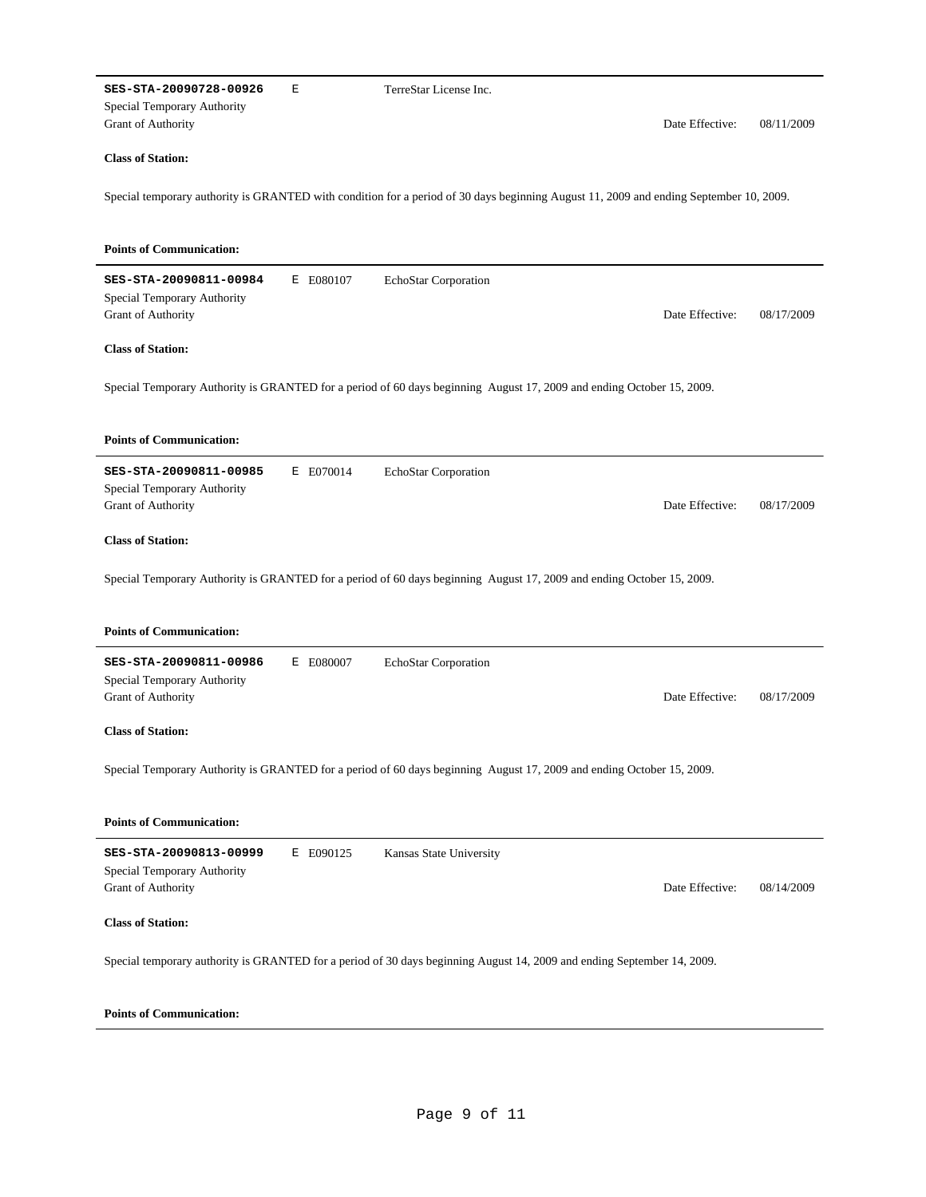---

**SES-STA-20090728-00926** E TerreStar License Inc.

Special Temporary Authority

Grant of Authority Date Effective: 08/11/2009

**Class of Station:**

Special temporary authority is GRANTED with condition for a period of 30 days beginning August 11, 2009 and ending September 10, 2009.

**Points of Communication:**

---

**SES-STA-20090811-00984** E E080107 EchoStar Corporation

Special Temporary Authority

Grant of Authority Date Effective: 08/17/2009

**Class of Station:**

Special Temporary Authority is GRANTED for a period of 60 days beginning August 17, 2009 and ending October 15, 2009.

**Points of Communication:**

---

**SES-STA-20090811-00985** E E070014 EchoStar Corporation

Special Temporary Authority

Grant of Authority Date Effective: 08/17/2009

**Class of Station:**

Special Temporary Authority is GRANTED for a period of 60 days beginning August 17, 2009 and ending October 15, 2009.

**Points of Communication:**

---

**SES-STA-20090811-00986** E E080007 EchoStar Corporation

Special Temporary Authority

Grant of Authority Date Effective: 08/17/2009

**Class of Station:**

Special Temporary Authority is GRANTED for a period of 60 days beginning August 17, 2009 and ending October 15, 2009.

**Points of Communication:**

---

**SES-STA-20090813-00999** E E090125 Kansas State University

Special Temporary Authority

Grant of Authority Date Effective: 08/14/2009

**Class of Station:**

Special temporary authority is GRANTED for a period of 30 days beginning August 14, 2009 and ending September 14, 2009.

**Points of Communication:**

---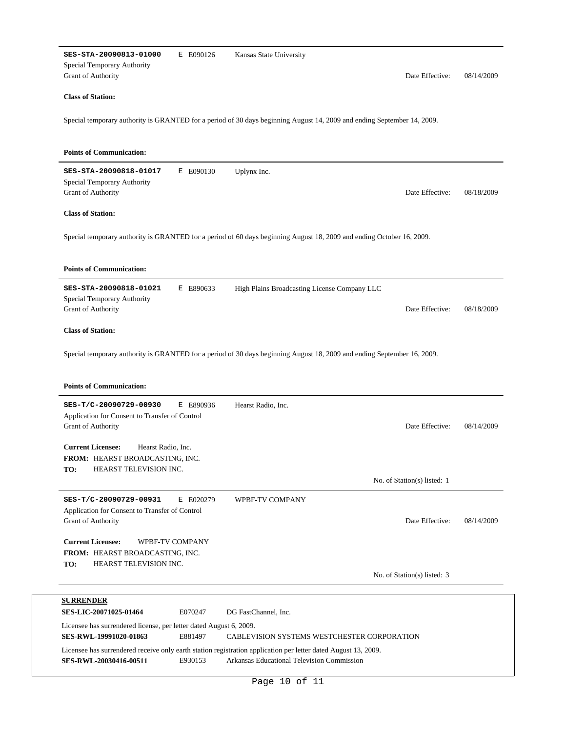**SES-STA-20090813-01000** E E090126 Kansas State University

Special Temporary Authority

Grant of Authority Date Effective: 08/14/2009

**Class of Station:**

Special temporary authority is GRANTED for a period of 30 days beginning August 14, 2009 and ending September 14, 2009.

**Points of Communication:**

---

**SES-STA-20090818-01017** E E090130 Uplynx Inc.

Special Temporary Authority

Grant of Authority Date Effective: 08/18/2009

**Class of Station:**

Special temporary authority is GRANTED for a period of 60 days beginning August 18, 2009 and ending October 16, 2009.

**Points of Communication:**

---

**SES-STA-20090818-01021** E E890633 High Plains Broadcasting License Company LLC

Special Temporary Authority

Grant of Authority Date Effective: 08/18/2009

**Class of Station:**

Special temporary authority is GRANTED for a period of 30 days beginning August 18, 2009 and ending September 16, 2009.

**Points of Communication:**

---

**SES-T/C-20090729-00930** E E890936 Hearst Radio, Inc.

Application for Consent to Transfer of Control

Grant of Authority Date Effective: 08/14/2009

**Current Licensee:** Hearst Radio, Inc.

**FROM:** HEARST BROADCASTING, INC.

**TO:** HEARST TELEVISION INC.

No. of Station(s) listed: 1

---

**SES-T/C-20090729-00931** E E020279 WPBF-TV COMPANY

Application for Consent to Transfer of Control

Grant of Authority Date Effective: 08/14/2009

**Current Licensee:** WPBF-TV COMPANY

**FROM:** HEARST BROADCASTING, INC.

**TO:** HEARST TELEVISION INC.

No. of Station(s) listed: 3

---

**SURRENDER**

**SES-LIC-20071025-01464** E070247 DG FastChannel, Inc.

Licensee has surrendered license, per letter dated August 6, 2009.

**SES-RWL-19991020-01863** E881497 CABLEVISION SYSTEMS WESTCHESTER CORPORATION

Licensee has surrendered receive only earth station registration application per letter dated August 13, 2009.

**SES-RWL-20030416-00511** E930153 Arkansas Educational Television Commission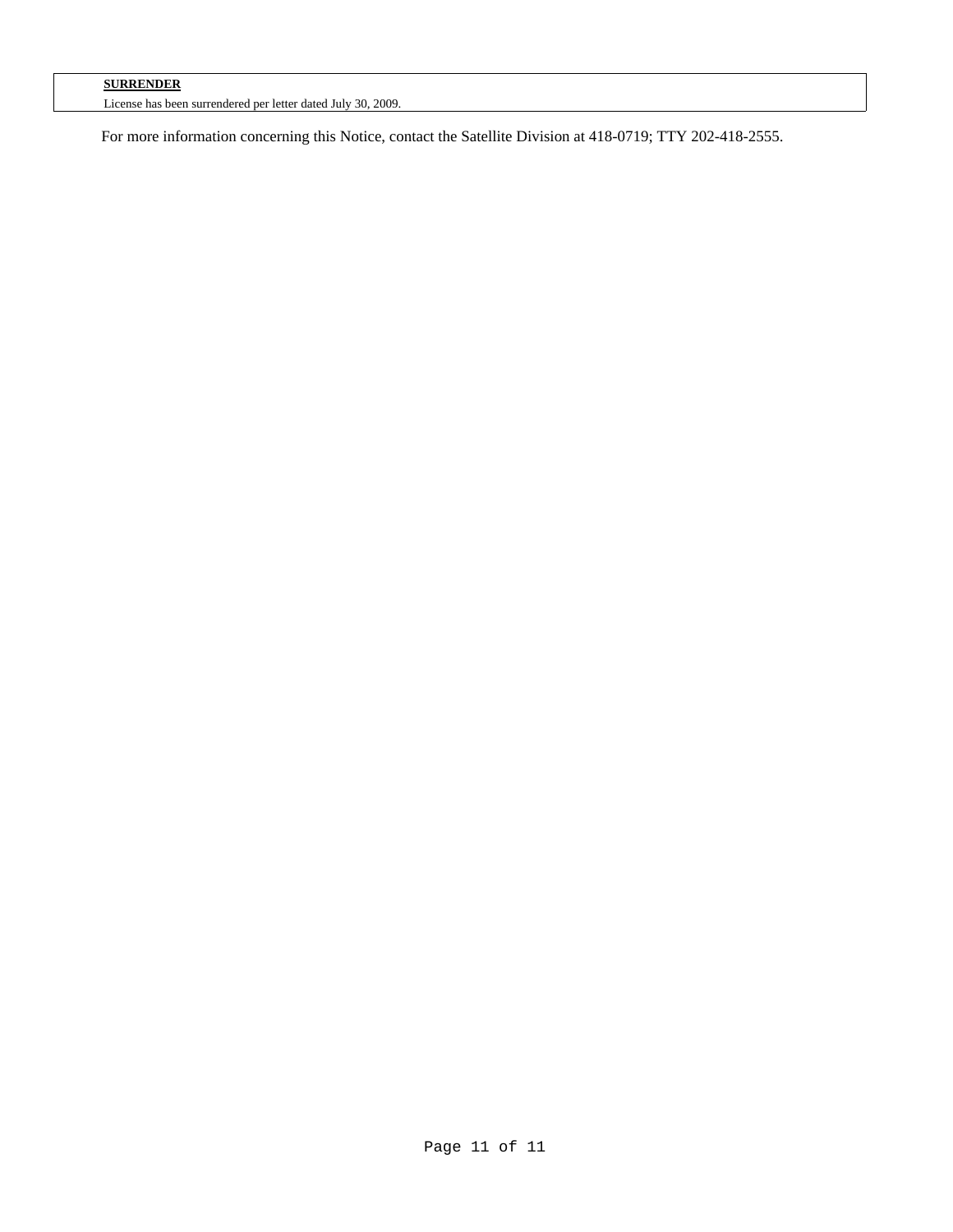**SURRENDER**

License has been surrendered per letter dated July 30, 2009.

For more information concerning this Notice, contact the Satellite Division at 418-0719; TTY 202-418-2555.